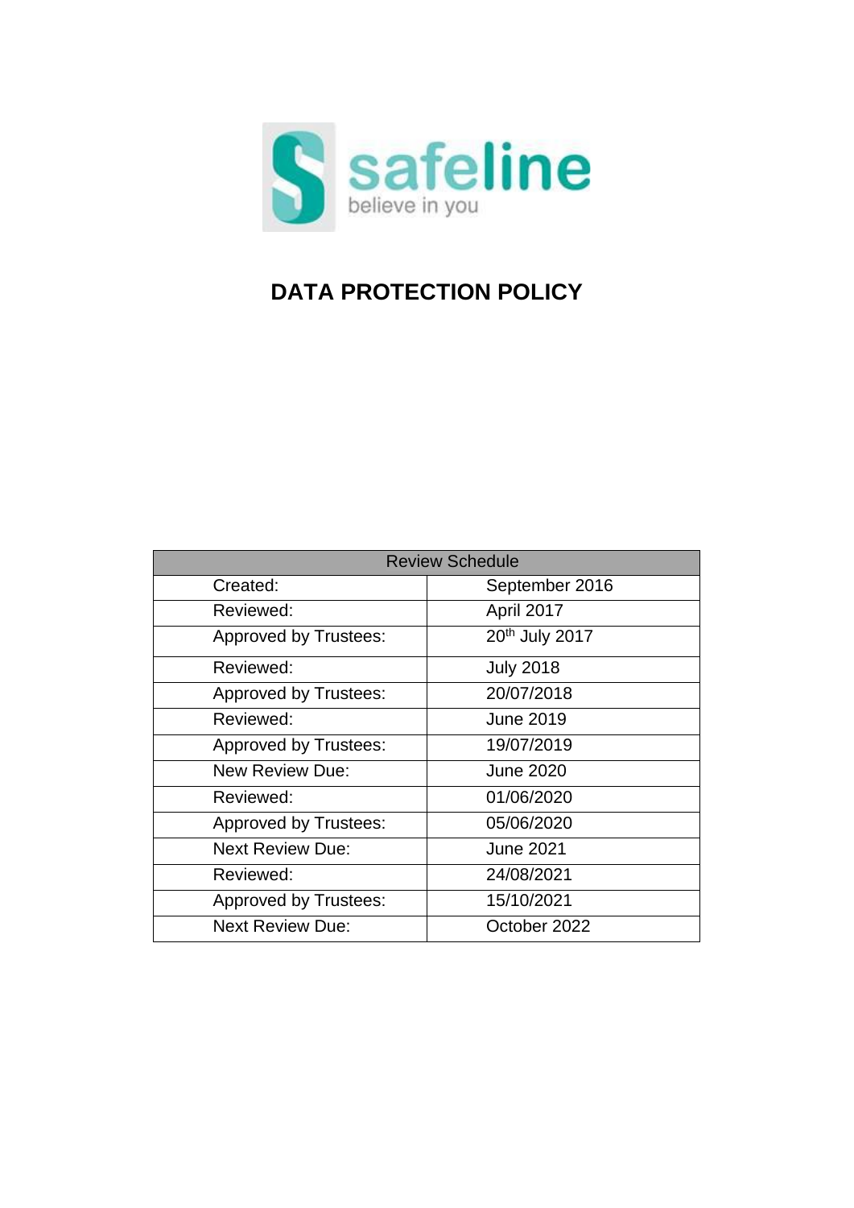safeline

believe in you

# DATA PROTECTION POLICY

| Review Schedule | |
|---|---|
| Created: | September 2016 |
| Reviewed: | April 2017 |
| Approved by Trustees: | 20th July 2017 |
| Reviewed: | July 2018 |
| Approved by Trustees: | 20/07/2018 |
| Reviewed: | June 2019 |
| Approved by Trustees: | 19/07/2019 |
| New Review Due: | June 2020 |
| Reviewed: | 01/06/2020 |
| Approved by Trustees: | 05/06/2020 |
| Next Review Due: | June 2021 |
| Reviewed: | 24/08/2021 |
| Approved by Trustees: | 15/10/2021 |
| Next Review Due: | October 2022 |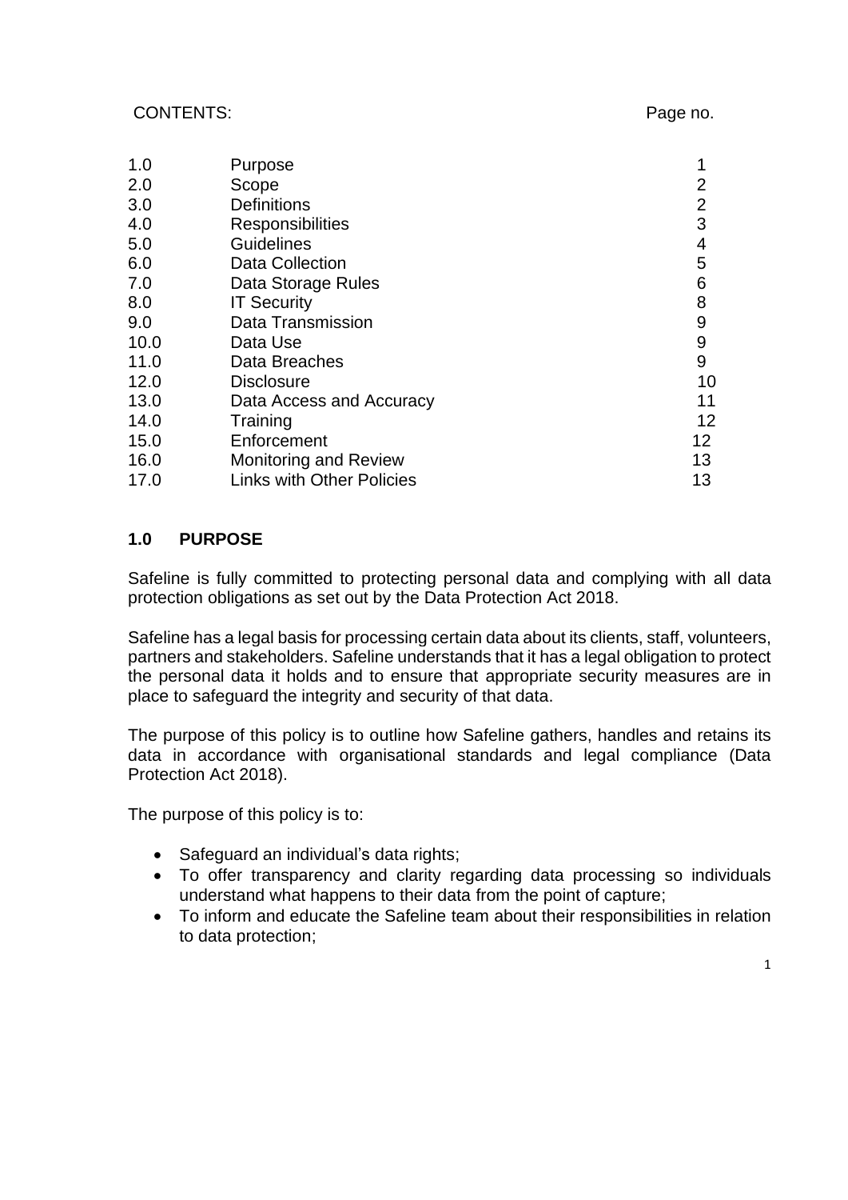CONTENTS: Page no.

| | | |
|---|---|---|
| 1.0 | Purpose | 1 |
| 2.0 | Scope | 2 |
| 3.0 | Definitions | 2 |
| 4.0 | Responsibilities | 3 |
| 5.0 | Guidelines | 4 |
| 6.0 | Data Collection | 5 |
| 7.0 | Data Storage Rules | 6 |
| 8.0 | IT Security | 8 |
| 9.0 | Data Transmission | 9 |
| 10.0 | Data Use | 9 |
| 11.0 | Data Breaches | 9 |
| 12.0 | Disclosure | 10 |
| 13.0 | Data Access and Accuracy | 11 |
| 14.0 | Training | 12 |
| 15.0 | Enforcement | 12 |
| 16.0 | Monitoring and Review | 13 |
| 17.0 | Links with Other Policies | 13 |

## 1.0 PURPOSE

Safeline is fully committed to protecting personal data and complying with all data protection obligations as set out by the Data Protection Act 2018.

Safeline has a legal basis for processing certain data about its clients, staff, volunteers, partners and stakeholders. Safeline understands that it has a legal obligation to protect the personal data it holds and to ensure that appropriate security measures are in place to safeguard the integrity and security of that data.

The purpose of this policy is to outline how Safeline gathers, handles and retains its data in accordance with organisational standards and legal compliance (Data Protection Act 2018).

The purpose of this policy is to:

- Safeguard an individual's data rights;
- To offer transparency and clarity regarding data processing so individuals understand what happens to their data from the point of capture;
- To inform and educate the Safeline team about their responsibilities in relation to data protection;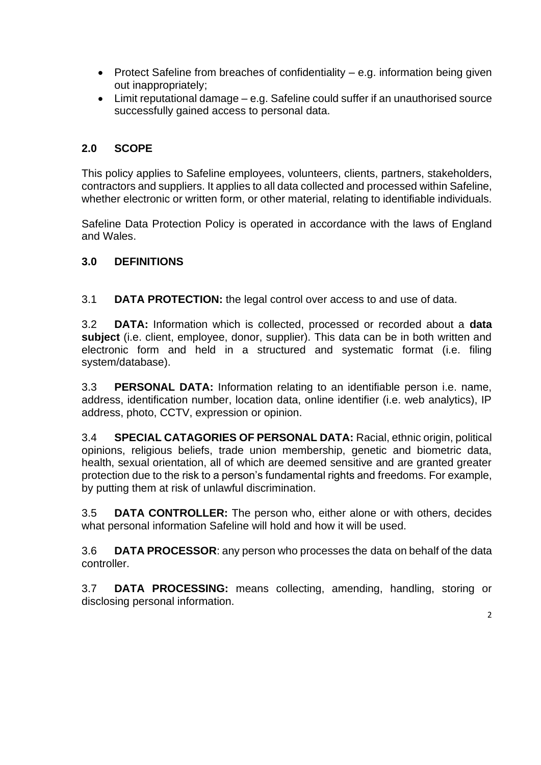- Protect Safeline from breaches of confidentiality – e.g. information being given out inappropriately;
- Limit reputational damage – e.g. Safeline could suffer if an unauthorised source successfully gained access to personal data.

## 2.0 SCOPE

This policy applies to Safeline employees, volunteers, clients, partners, stakeholders, contractors and suppliers. It applies to all data collected and processed within Safeline, whether electronic or written form, or other material, relating to identifiable individuals.

Safeline Data Protection Policy is operated in accordance with the laws of England and Wales.

## 3.0 DEFINITIONS

3.1 **DATA PROTECTION:** the legal control over access to and use of data.

3.2 **DATA:** Information which is collected, processed or recorded about a **data subject** (i.e. client, employee, donor, supplier). This data can be in both written and electronic form and held in a structured and systematic format (i.e. filing system/database).

3.3 **PERSONAL DATA:** Information relating to an identifiable person i.e. name, address, identification number, location data, online identifier (i.e. web analytics), IP address, photo, CCTV, expression or opinion.

3.4 **SPECIAL CATAGORIES OF PERSONAL DATA:** Racial, ethnic origin, political opinions, religious beliefs, trade union membership, genetic and biometric data, health, sexual orientation, all of which are deemed sensitive and are granted greater protection due to the risk to a person's fundamental rights and freedoms. For example, by putting them at risk of unlawful discrimination.

3.5 **DATA CONTROLLER:** The person who, either alone or with others, decides what personal information Safeline will hold and how it will be used.

3.6 **DATA PROCESSOR**: any person who processes the data on behalf of the data controller.

3.7 **DATA PROCESSING:** means collecting, amending, handling, storing or disclosing personal information.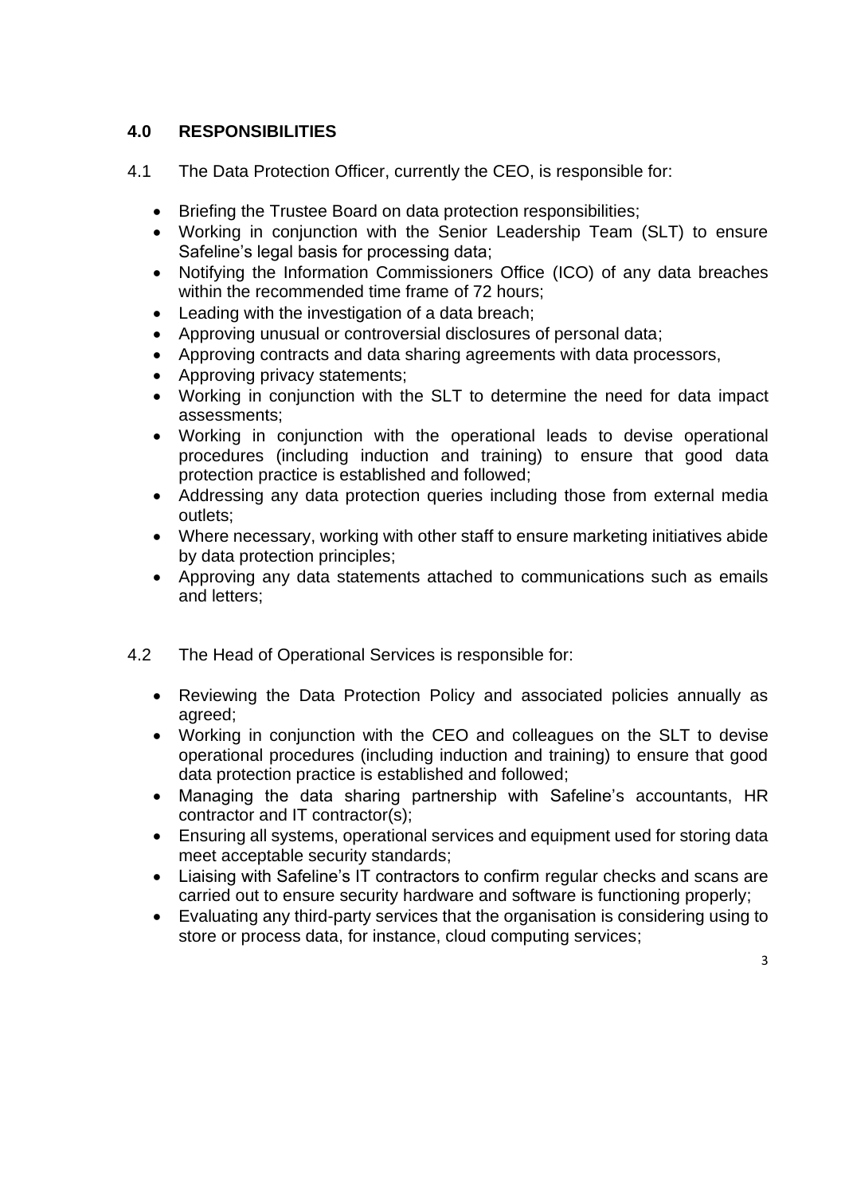## 4.0 RESPONSIBILITIES

4.1 The Data Protection Officer, currently the CEO, is responsible for:

- Briefing the Trustee Board on data protection responsibilities;
- Working in conjunction with the Senior Leadership Team (SLT) to ensure Safeline's legal basis for processing data;
- Notifying the Information Commissioners Office (ICO) of any data breaches within the recommended time frame of 72 hours;
- Leading with the investigation of a data breach;
- Approving unusual or controversial disclosures of personal data;
- Approving contracts and data sharing agreements with data processors,
- Approving privacy statements;
- Working in conjunction with the SLT to determine the need for data impact assessments;
- Working in conjunction with the operational leads to devise operational procedures (including induction and training) to ensure that good data protection practice is established and followed;
- Addressing any data protection queries including those from external media outlets;
- Where necessary, working with other staff to ensure marketing initiatives abide by data protection principles;
- Approving any data statements attached to communications such as emails and letters;

4.2 The Head of Operational Services is responsible for:

- Reviewing the Data Protection Policy and associated policies annually as agreed;
- Working in conjunction with the CEO and colleagues on the SLT to devise operational procedures (including induction and training) to ensure that good data protection practice is established and followed;
- Managing the data sharing partnership with Safeline's accountants, HR contractor and IT contractor(s);
- Ensuring all systems, operational services and equipment used for storing data meet acceptable security standards;
- Liaising with Safeline's IT contractors to confirm regular checks and scans are carried out to ensure security hardware and software is functioning properly;
- Evaluating any third-party services that the organisation is considering using to store or process data, for instance, cloud computing services;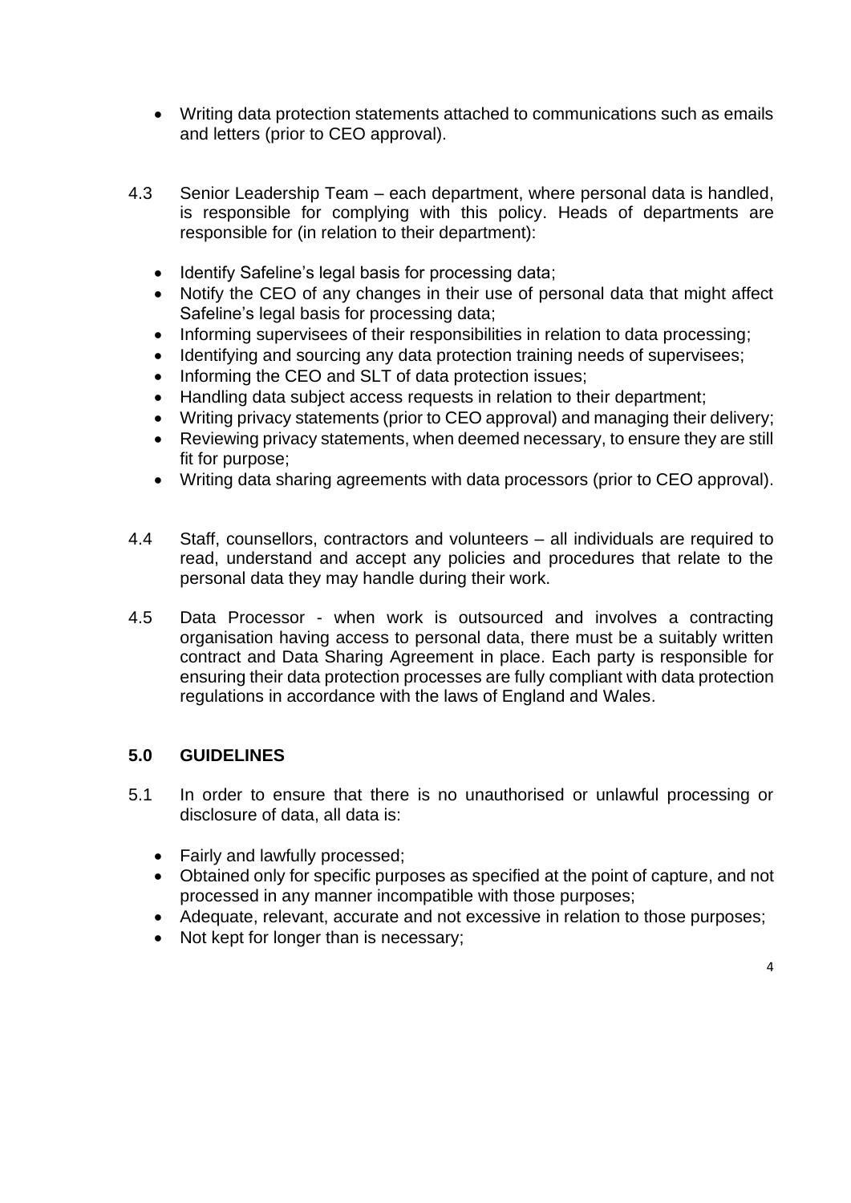- Writing data protection statements attached to communications such as emails and letters (prior to CEO approval).

4.3 Senior Leadership Team – each department, where personal data is handled, is responsible for complying with this policy. Heads of departments are responsible for (in relation to their department):

- Identify Safeline's legal basis for processing data;
- Notify the CEO of any changes in their use of personal data that might affect Safeline's legal basis for processing data;
- Informing supervisees of their responsibilities in relation to data processing;
- Identifying and sourcing any data protection training needs of supervisees;
- Informing the CEO and SLT of data protection issues;
- Handling data subject access requests in relation to their department;
- Writing privacy statements (prior to CEO approval) and managing their delivery;
- Reviewing privacy statements, when deemed necessary, to ensure they are still fit for purpose;
- Writing data sharing agreements with data processors (prior to CEO approval).

4.4 Staff, counsellors, contractors and volunteers – all individuals are required to read, understand and accept any policies and procedures that relate to the personal data they may handle during their work.

4.5 Data Processor - when work is outsourced and involves a contracting organisation having access to personal data, there must be a suitably written contract and Data Sharing Agreement in place. Each party is responsible for ensuring their data protection processes are fully compliant with data protection regulations in accordance with the laws of England and Wales.

## 5.0 GUIDELINES

5.1 In order to ensure that there is no unauthorised or unlawful processing or disclosure of data, all data is:

- Fairly and lawfully processed;
- Obtained only for specific purposes as specified at the point of capture, and not processed in any manner incompatible with those purposes;
- Adequate, relevant, accurate and not excessive in relation to those purposes;
- Not kept for longer than is necessary;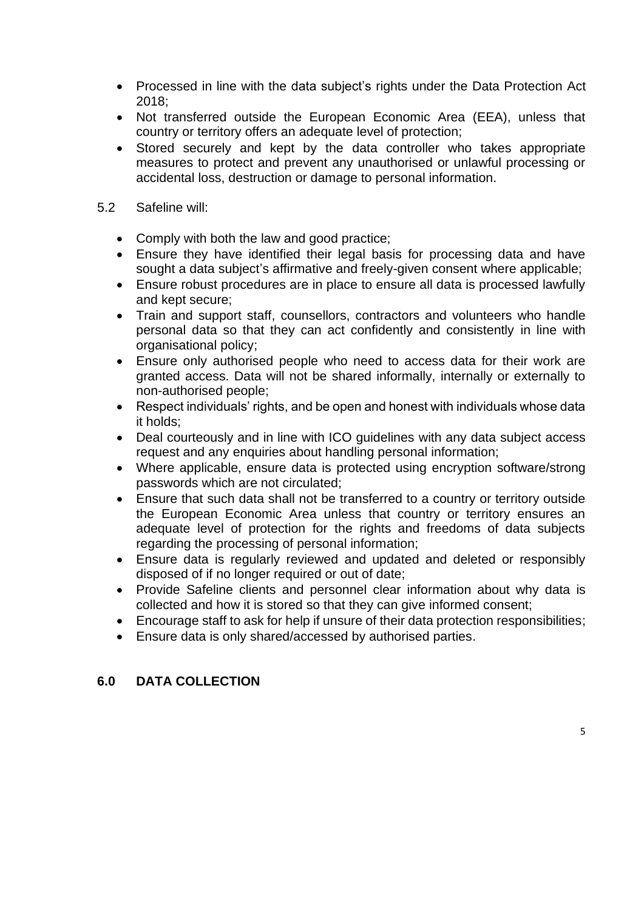- Processed in line with the data subject's rights under the Data Protection Act 2018;
- Not transferred outside the European Economic Area (EEA), unless that country or territory offers an adequate level of protection;
- Stored securely and kept by the data controller who takes appropriate measures to protect and prevent any unauthorised or unlawful processing or accidental loss, destruction or damage to personal information.

5.2 Safeline will:

- Comply with both the law and good practice;
- Ensure they have identified their legal basis for processing data and have sought a data subject's affirmative and freely-given consent where applicable;
- Ensure robust procedures are in place to ensure all data is processed lawfully and kept secure;
- Train and support staff, counsellors, contractors and volunteers who handle personal data so that they can act confidently and consistently in line with organisational policy;
- Ensure only authorised people who need to access data for their work are granted access. Data will not be shared informally, internally or externally to non-authorised people;
- Respect individuals' rights, and be open and honest with individuals whose data it holds;
- Deal courteously and in line with ICO guidelines with any data subject access request and any enquiries about handling personal information;
- Where applicable, ensure data is protected using encryption software/strong passwords which are not circulated;
- Ensure that such data shall not be transferred to a country or territory outside the European Economic Area unless that country or territory ensures an adequate level of protection for the rights and freedoms of data subjects regarding the processing of personal information;
- Ensure data is regularly reviewed and updated and deleted or responsibly disposed of if no longer required or out of date;
- Provide Safeline clients and personnel clear information about why data is collected and how it is stored so that they can give informed consent;
- Encourage staff to ask for help if unsure of their data protection responsibilities;
- Ensure data is only shared/accessed by authorised parties.

## 6.0 DATA COLLECTION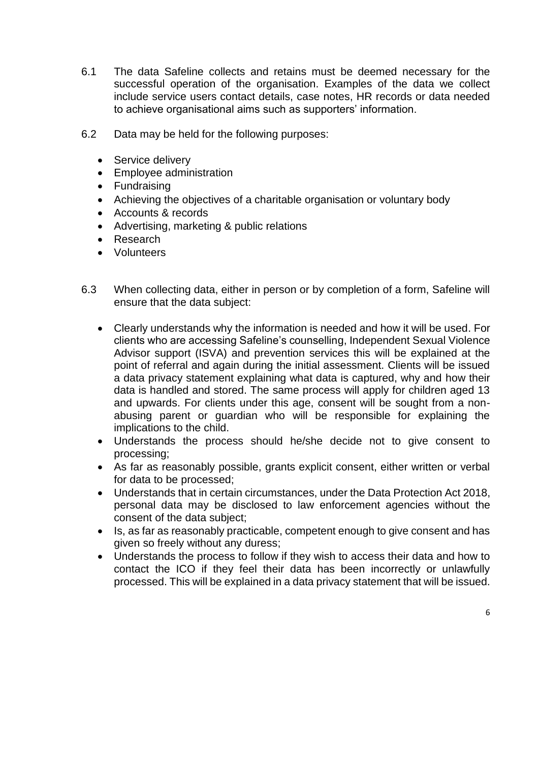6.1 The data Safeline collects and retains must be deemed necessary for the successful operation of the organisation. Examples of the data we collect include service users contact details, case notes, HR records or data needed to achieve organisational aims such as supporters' information.

6.2 Data may be held for the following purposes:

- Service delivery
- Employee administration
- Fundraising
- Achieving the objectives of a charitable organisation or voluntary body
- Accounts & records
- Advertising, marketing & public relations
- Research
- Volunteers

6.3 When collecting data, either in person or by completion of a form, Safeline will ensure that the data subject:

- Clearly understands why the information is needed and how it will be used. For clients who are accessing Safeline's counselling, Independent Sexual Violence Advisor support (ISVA) and prevention services this will be explained at the point of referral and again during the initial assessment. Clients will be issued a data privacy statement explaining what data is captured, why and how their data is handled and stored. The same process will apply for children aged 13 and upwards. For clients under this age, consent will be sought from a non-abusing parent or guardian who will be responsible for explaining the implications to the child.
- Understands the process should he/she decide not to give consent to processing;
- As far as reasonably possible, grants explicit consent, either written or verbal for data to be processed;
- Understands that in certain circumstances, under the Data Protection Act 2018, personal data may be disclosed to law enforcement agencies without the consent of the data subject;
- Is, as far as reasonably practicable, competent enough to give consent and has given so freely without any duress;
- Understands the process to follow if they wish to access their data and how to contact the ICO if they feel their data has been incorrectly or unlawfully processed. This will be explained in a data privacy statement that will be issued.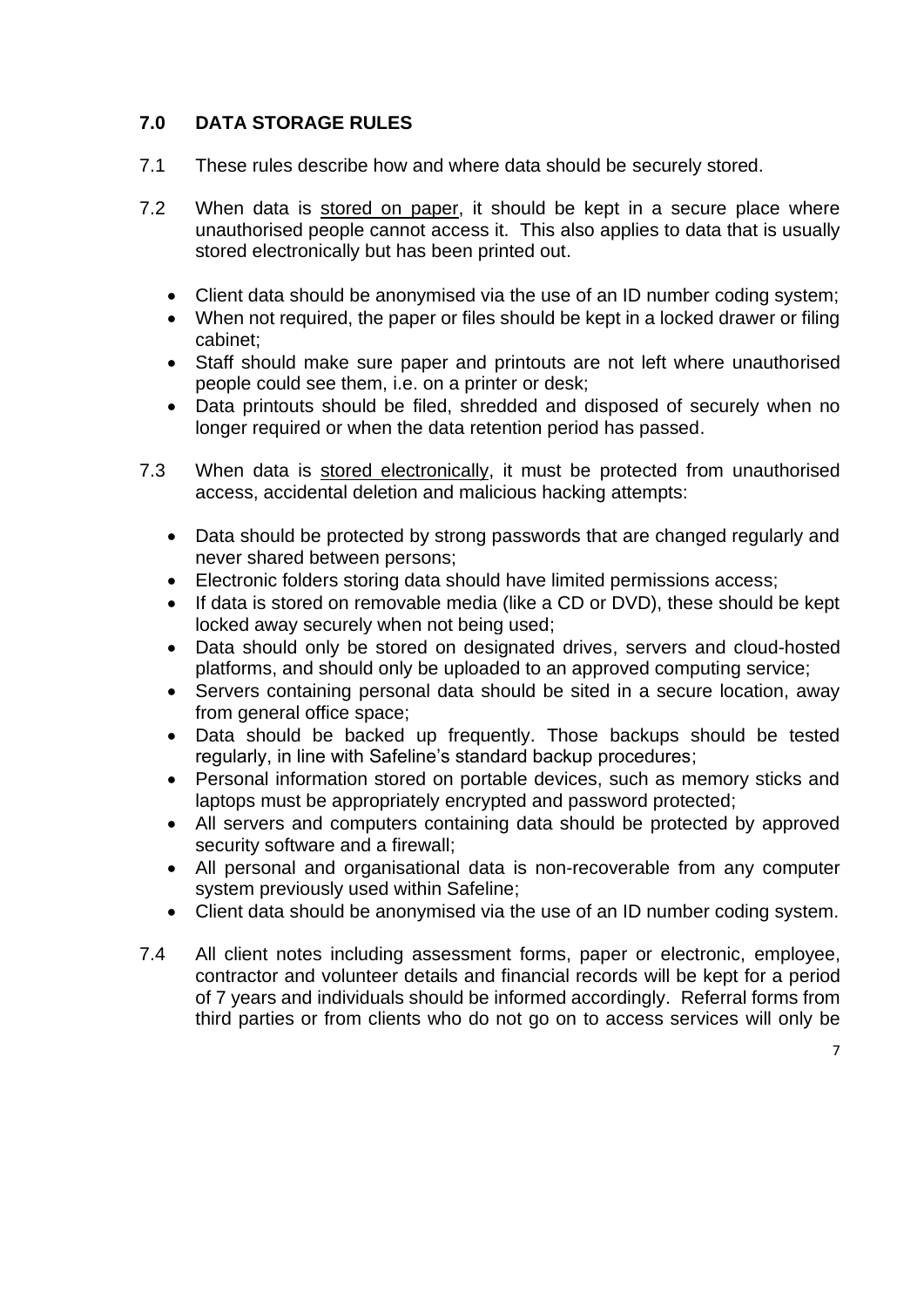## 7.0 DATA STORAGE RULES

7.1 These rules describe how and where data should be securely stored.

7.2 When data is stored on paper, it should be kept in a secure place where unauthorised people cannot access it. This also applies to data that is usually stored electronically but has been printed out.

- Client data should be anonymised via the use of an ID number coding system;
- When not required, the paper or files should be kept in a locked drawer or filing cabinet;
- Staff should make sure paper and printouts are not left where unauthorised people could see them, i.e. on a printer or desk;
- Data printouts should be filed, shredded and disposed of securely when no longer required or when the data retention period has passed.

7.3 When data is stored electronically, it must be protected from unauthorised access, accidental deletion and malicious hacking attempts:

- Data should be protected by strong passwords that are changed regularly and never shared between persons;
- Electronic folders storing data should have limited permissions access;
- If data is stored on removable media (like a CD or DVD), these should be kept locked away securely when not being used;
- Data should only be stored on designated drives, servers and cloud-hosted platforms, and should only be uploaded to an approved computing service;
- Servers containing personal data should be sited in a secure location, away from general office space;
- Data should be backed up frequently. Those backups should be tested regularly, in line with Safeline's standard backup procedures;
- Personal information stored on portable devices, such as memory sticks and laptops must be appropriately encrypted and password protected;
- All servers and computers containing data should be protected by approved security software and a firewall;
- All personal and organisational data is non-recoverable from any computer system previously used within Safeline;
- Client data should be anonymised via the use of an ID number coding system.

7.4 All client notes including assessment forms, paper or electronic, employee, contractor and volunteer details and financial records will be kept for a period of 7 years and individuals should be informed accordingly. Referral forms from third parties or from clients who do not go on to access services will only be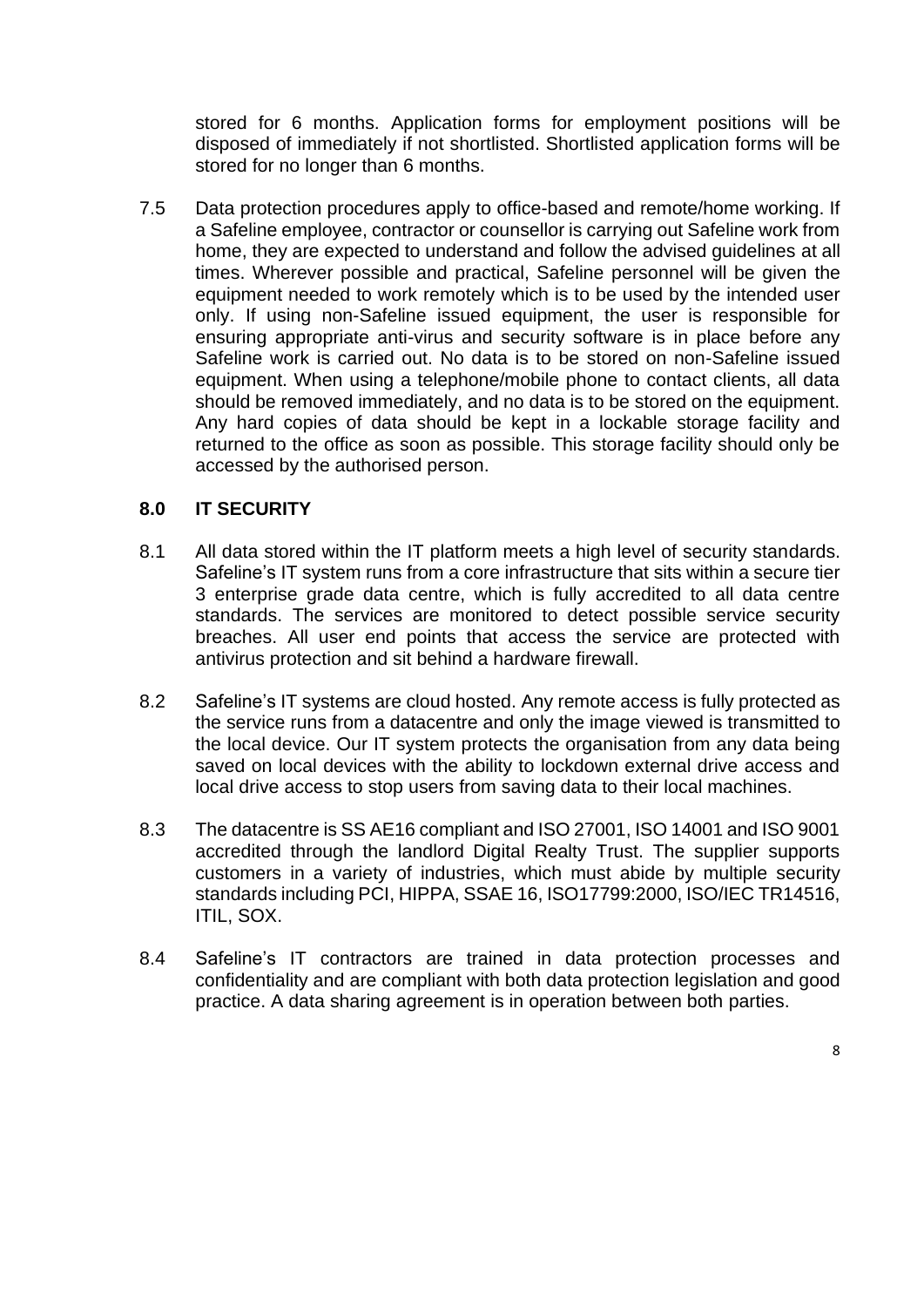stored for 6 months. Application forms for employment positions will be disposed of immediately if not shortlisted. Shortlisted application forms will be stored for no longer than 6 months.

7.5 Data protection procedures apply to office-based and remote/home working. If a Safeline employee, contractor or counsellor is carrying out Safeline work from home, they are expected to understand and follow the advised guidelines at all times. Wherever possible and practical, Safeline personnel will be given the equipment needed to work remotely which is to be used by the intended user only. If using non-Safeline issued equipment, the user is responsible for ensuring appropriate anti-virus and security software is in place before any Safeline work is carried out. No data is to be stored on non-Safeline issued equipment. When using a telephone/mobile phone to contact clients, all data should be removed immediately, and no data is to be stored on the equipment. Any hard copies of data should be kept in a lockable storage facility and returned to the office as soon as possible. This storage facility should only be accessed by the authorised person.

## 8.0 IT SECURITY

8.1 All data stored within the IT platform meets a high level of security standards. Safeline's IT system runs from a core infrastructure that sits within a secure tier 3 enterprise grade data centre, which is fully accredited to all data centre standards. The services are monitored to detect possible service security breaches. All user end points that access the service are protected with antivirus protection and sit behind a hardware firewall.

8.2 Safeline's IT systems are cloud hosted. Any remote access is fully protected as the service runs from a datacentre and only the image viewed is transmitted to the local device. Our IT system protects the organisation from any data being saved on local devices with the ability to lockdown external drive access and local drive access to stop users from saving data to their local machines.

8.3 The datacentre is SS AE16 compliant and ISO 27001, ISO 14001 and ISO 9001 accredited through the landlord Digital Realty Trust. The supplier supports customers in a variety of industries, which must abide by multiple security standards including PCI, HIPPA, SSAE 16, ISO17799:2000, ISO/IEC TR14516, ITIL, SOX.

8.4 Safeline's IT contractors are trained in data protection processes and confidentiality and are compliant with both data protection legislation and good practice. A data sharing agreement is in operation between both parties.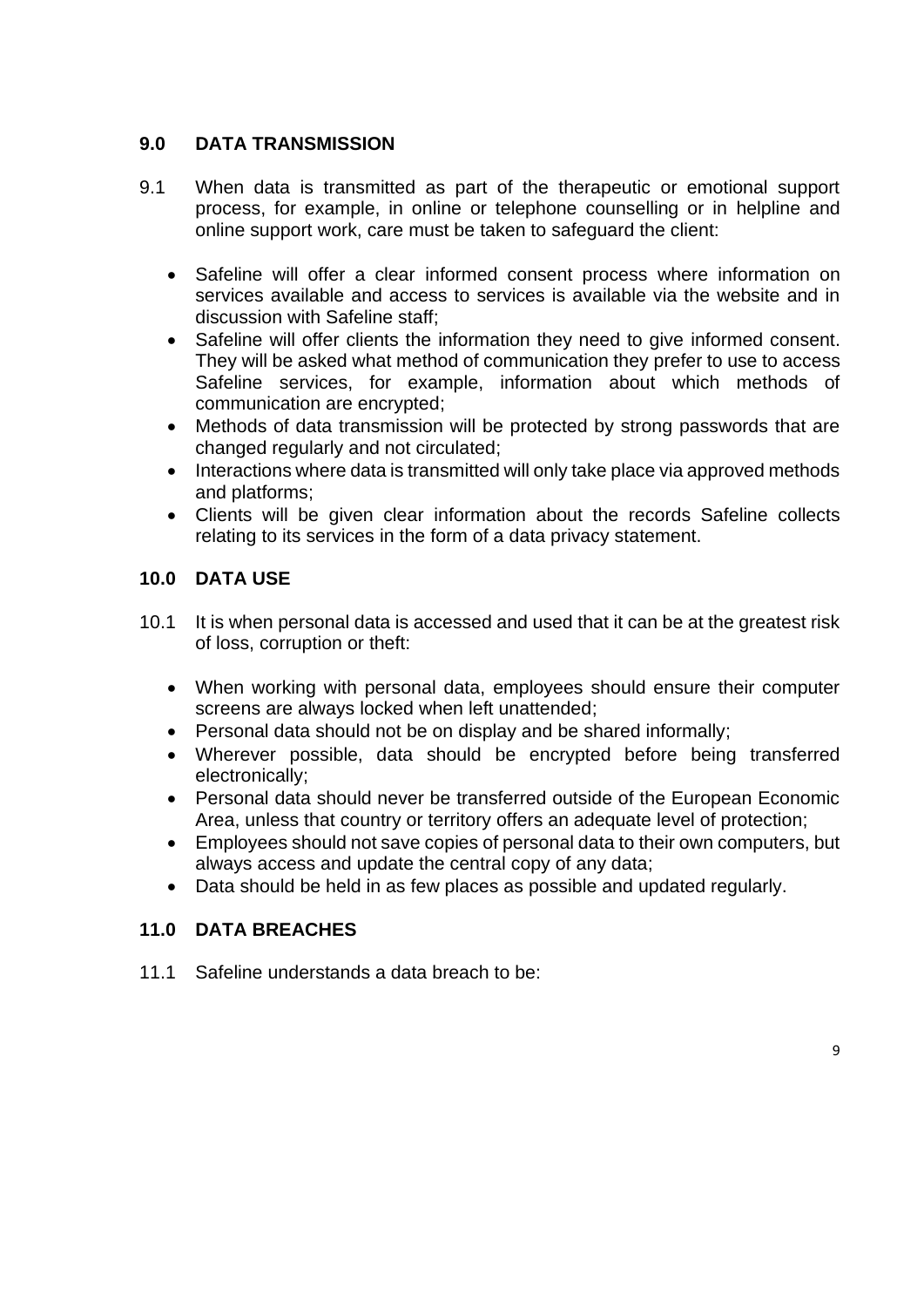## 9.0 DATA TRANSMISSION

9.1 When data is transmitted as part of the therapeutic or emotional support process, for example, in online or telephone counselling or in helpline and online support work, care must be taken to safeguard the client:

- Safeline will offer a clear informed consent process where information on services available and access to services is available via the website and in discussion with Safeline staff;
- Safeline will offer clients the information they need to give informed consent. They will be asked what method of communication they prefer to use to access Safeline services, for example, information about which methods of communication are encrypted;
- Methods of data transmission will be protected by strong passwords that are changed regularly and not circulated;
- Interactions where data is transmitted will only take place via approved methods and platforms;
- Clients will be given clear information about the records Safeline collects relating to its services in the form of a data privacy statement.

## 10.0 DATA USE

10.1 It is when personal data is accessed and used that it can be at the greatest risk of loss, corruption or theft:

- When working with personal data, employees should ensure their computer screens are always locked when left unattended;
- Personal data should not be on display and be shared informally;
- Wherever possible, data should be encrypted before being transferred electronically;
- Personal data should never be transferred outside of the European Economic Area, unless that country or territory offers an adequate level of protection;
- Employees should not save copies of personal data to their own computers, but always access and update the central copy of any data;
- Data should be held in as few places as possible and updated regularly.

## 11.0 DATA BREACHES

11.1 Safeline understands a data breach to be: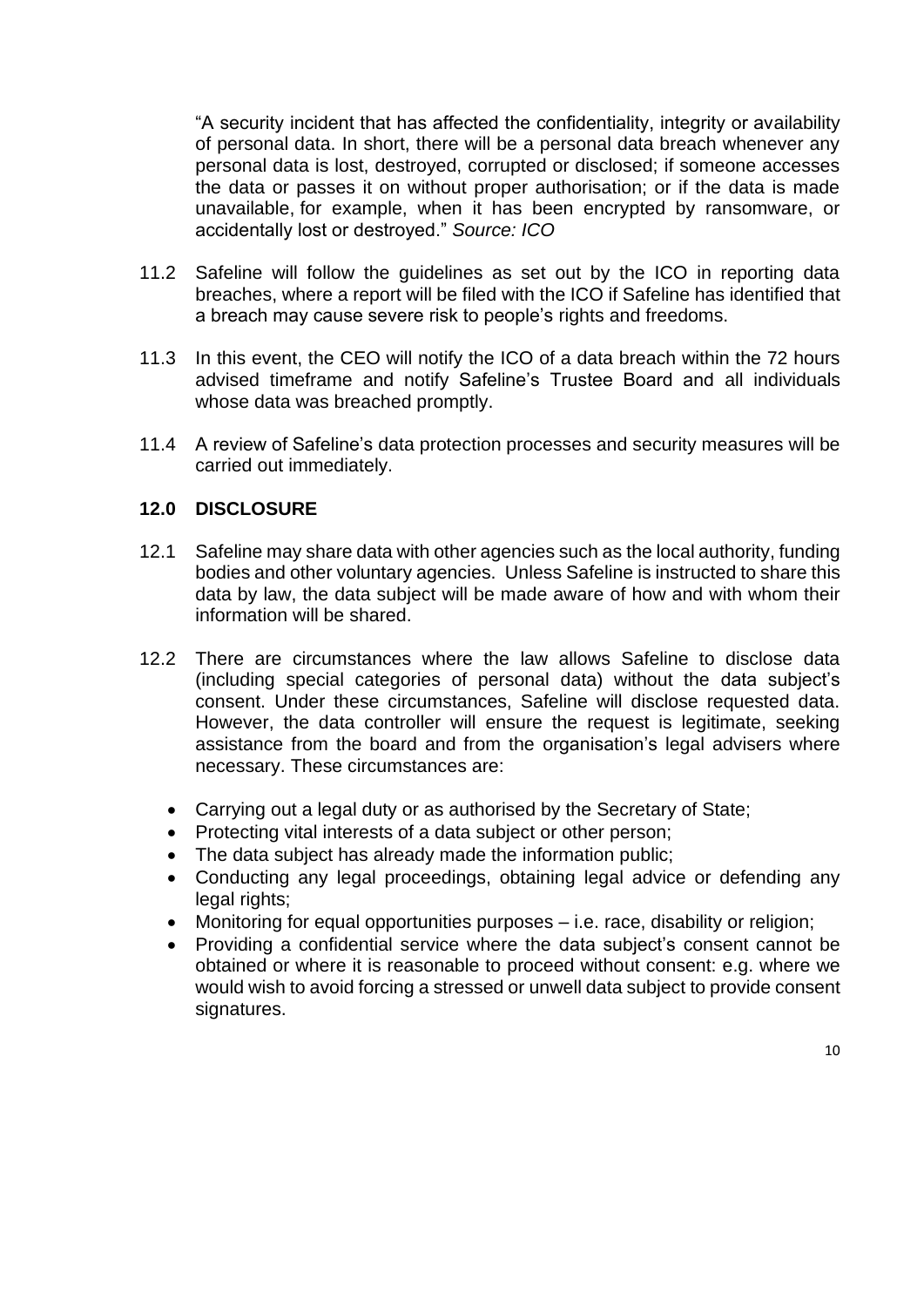"A security incident that has affected the confidentiality, integrity or availability of personal data. In short, there will be a personal data breach whenever any personal data is lost, destroyed, corrupted or disclosed; if someone accesses the data or passes it on without proper authorisation; or if the data is made unavailable, for example, when it has been encrypted by ransomware, or accidentally lost or destroyed." *Source: ICO*

11.2 Safeline will follow the guidelines as set out by the ICO in reporting data breaches, where a report will be filed with the ICO if Safeline has identified that a breach may cause severe risk to people's rights and freedoms.

11.3 In this event, the CEO will notify the ICO of a data breach within the 72 hours advised timeframe and notify Safeline's Trustee Board and all individuals whose data was breached promptly.

11.4 A review of Safeline's data protection processes and security measures will be carried out immediately.

## 12.0 DISCLOSURE

12.1 Safeline may share data with other agencies such as the local authority, funding bodies and other voluntary agencies. Unless Safeline is instructed to share this data by law, the data subject will be made aware of how and with whom their information will be shared.

12.2 There are circumstances where the law allows Safeline to disclose data (including special categories of personal data) without the data subject's consent. Under these circumstances, Safeline will disclose requested data. However, the data controller will ensure the request is legitimate, seeking assistance from the board and from the organisation's legal advisers where necessary. These circumstances are:

- Carrying out a legal duty or as authorised by the Secretary of State;
- Protecting vital interests of a data subject or other person;
- The data subject has already made the information public;
- Conducting any legal proceedings, obtaining legal advice or defending any legal rights;
- Monitoring for equal opportunities purposes – i.e. race, disability or religion;
- Providing a confidential service where the data subject's consent cannot be obtained or where it is reasonable to proceed without consent: e.g. where we would wish to avoid forcing a stressed or unwell data subject to provide consent signatures.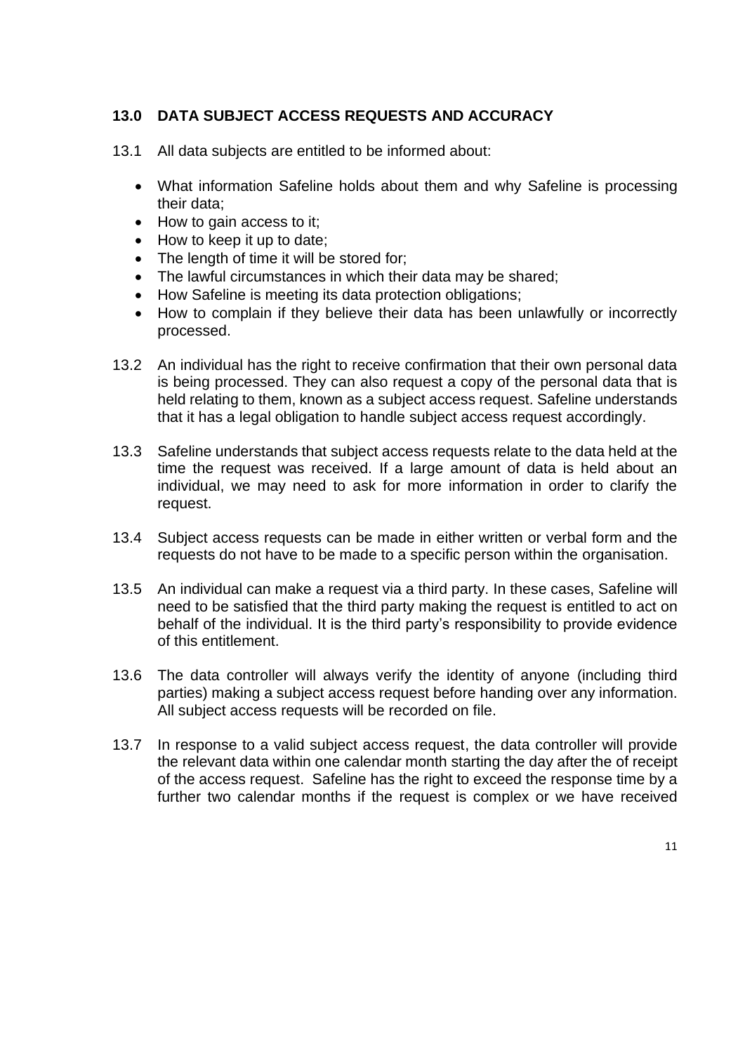## 13.0 DATA SUBJECT ACCESS REQUESTS AND ACCURACY

13.1 All data subjects are entitled to be informed about:

- What information Safeline holds about them and why Safeline is processing their data;
- How to gain access to it;
- How to keep it up to date;
- The length of time it will be stored for;
- The lawful circumstances in which their data may be shared;
- How Safeline is meeting its data protection obligations;
- How to complain if they believe their data has been unlawfully or incorrectly processed.

13.2 An individual has the right to receive confirmation that their own personal data is being processed. They can also request a copy of the personal data that is held relating to them, known as a subject access request. Safeline understands that it has a legal obligation to handle subject access request accordingly.

13.3 Safeline understands that subject access requests relate to the data held at the time the request was received. If a large amount of data is held about an individual, we may need to ask for more information in order to clarify the request.

13.4 Subject access requests can be made in either written or verbal form and the requests do not have to be made to a specific person within the organisation.

13.5 An individual can make a request via a third party. In these cases, Safeline will need to be satisfied that the third party making the request is entitled to act on behalf of the individual. It is the third party's responsibility to provide evidence of this entitlement.

13.6 The data controller will always verify the identity of anyone (including third parties) making a subject access request before handing over any information. All subject access requests will be recorded on file.

13.7 In response to a valid subject access request, the data controller will provide the relevant data within one calendar month starting the day after the of receipt of the access request. Safeline has the right to exceed the response time by a further two calendar months if the request is complex or we have received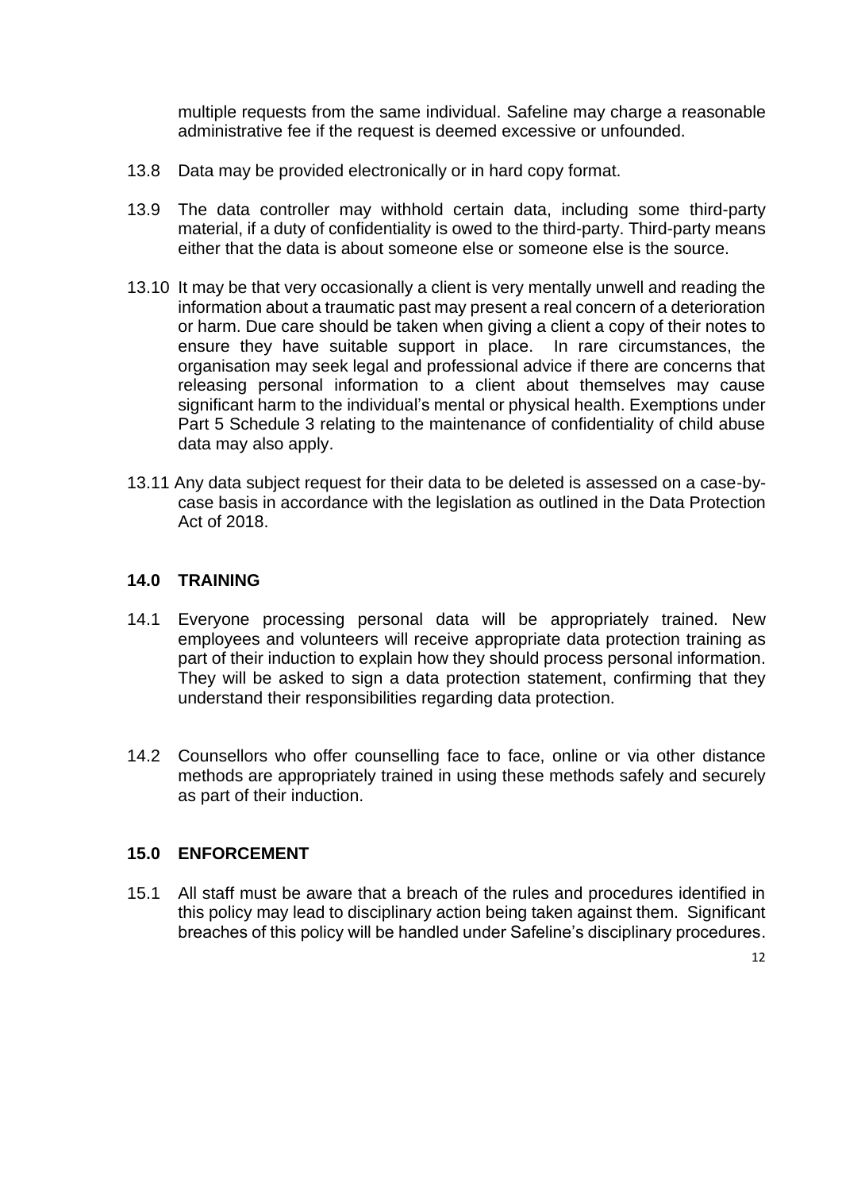multiple requests from the same individual. Safeline may charge a reasonable administrative fee if the request is deemed excessive or unfounded.

13.8 Data may be provided electronically or in hard copy format.

13.9 The data controller may withhold certain data, including some third-party material, if a duty of confidentiality is owed to the third-party. Third-party means either that the data is about someone else or someone else is the source.

13.10 It may be that very occasionally a client is very mentally unwell and reading the information about a traumatic past may present a real concern of a deterioration or harm. Due care should be taken when giving a client a copy of their notes to ensure they have suitable support in place. In rare circumstances, the organisation may seek legal and professional advice if there are concerns that releasing personal information to a client about themselves may cause significant harm to the individual's mental or physical health. Exemptions under Part 5 Schedule 3 relating to the maintenance of confidentiality of child abuse data may also apply.

13.11 Any data subject request for their data to be deleted is assessed on a case-by-case basis in accordance with the legislation as outlined in the Data Protection Act of 2018.

## 14.0 TRAINING

14.1 Everyone processing personal data will be appropriately trained. New employees and volunteers will receive appropriate data protection training as part of their induction to explain how they should process personal information. They will be asked to sign a data protection statement, confirming that they understand their responsibilities regarding data protection.

14.2 Counsellors who offer counselling face to face, online or via other distance methods are appropriately trained in using these methods safely and securely as part of their induction.

## 15.0 ENFORCEMENT

15.1 All staff must be aware that a breach of the rules and procedures identified in this policy may lead to disciplinary action being taken against them. Significant breaches of this policy will be handled under Safeline's disciplinary procedures.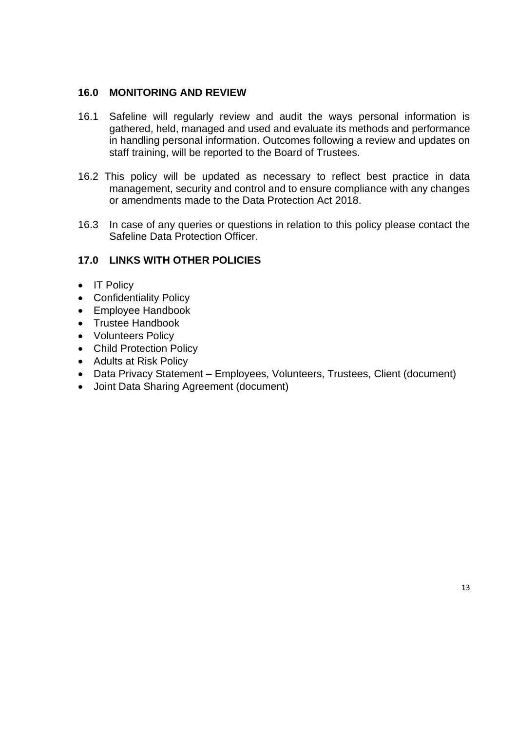## 16.0 MONITORING AND REVIEW

16.1 Safeline will regularly review and audit the ways personal information is gathered, held, managed and used and evaluate its methods and performance in handling personal information. Outcomes following a review and updates on staff training, will be reported to the Board of Trustees.

16.2 This policy will be updated as necessary to reflect best practice in data management, security and control and to ensure compliance with any changes or amendments made to the Data Protection Act 2018.

16.3 In case of any queries or questions in relation to this policy please contact the Safeline Data Protection Officer.

## 17.0 LINKS WITH OTHER POLICIES

- IT Policy
- Confidentiality Policy
- Employee Handbook
- Trustee Handbook
- Volunteers Policy
- Child Protection Policy
- Adults at Risk Policy
- Data Privacy Statement – Employees, Volunteers, Trustees, Client (document)
- Joint Data Sharing Agreement (document)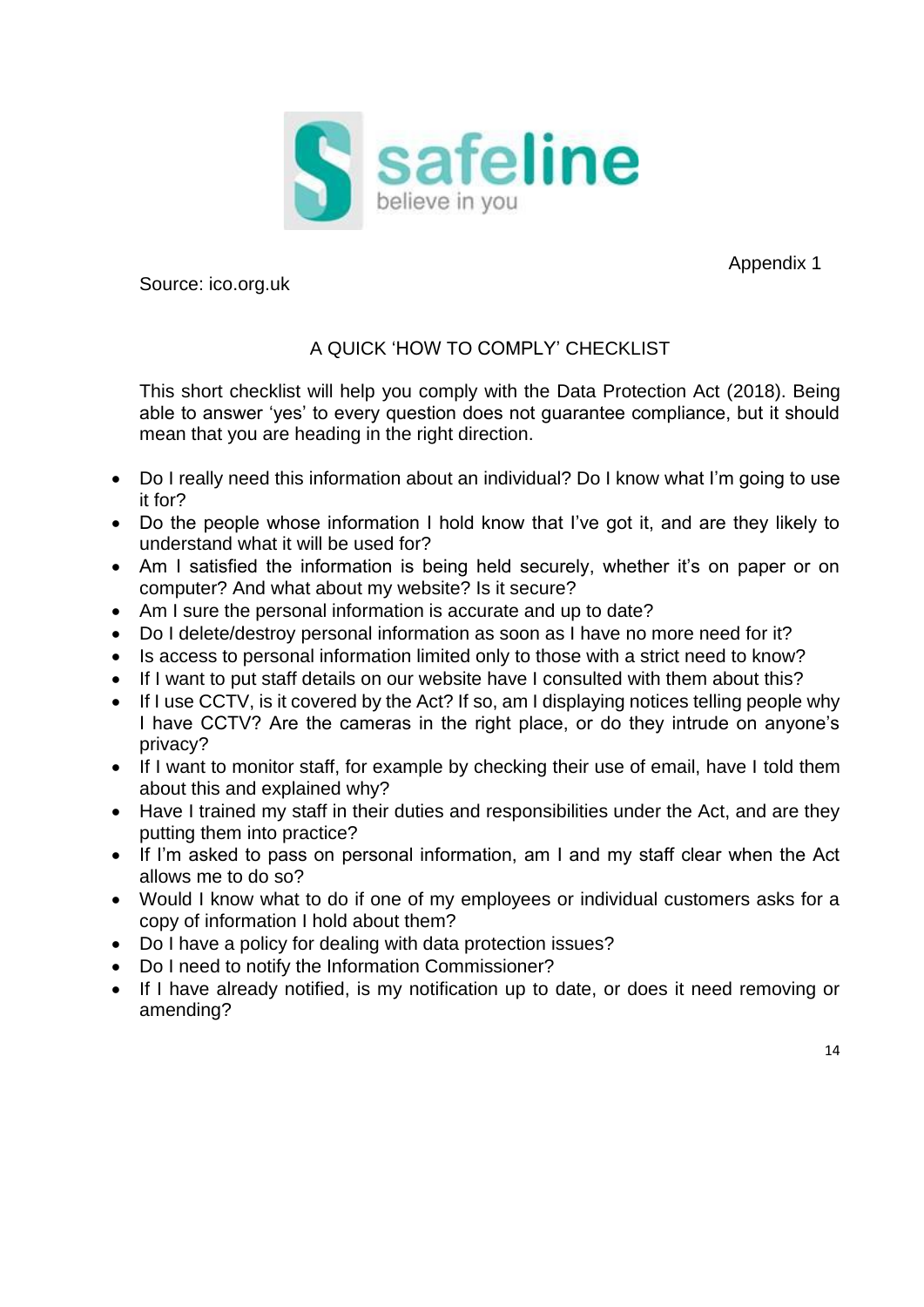Appendix 1

Source: ico.org.uk

## A QUICK 'HOW TO COMPLY' CHECKLIST

This short checklist will help you comply with the Data Protection Act (2018). Being able to answer 'yes' to every question does not guarantee compliance, but it should mean that you are heading in the right direction.

- Do I really need this information about an individual? Do I know what I'm going to use it for?
- Do the people whose information I hold know that I've got it, and are they likely to understand what it will be used for?
- Am I satisfied the information is being held securely, whether it's on paper or on computer? And what about my website? Is it secure?
- Am I sure the personal information is accurate and up to date?
- Do I delete/destroy personal information as soon as I have no more need for it?
- Is access to personal information limited only to those with a strict need to know?
- If I want to put staff details on our website have I consulted with them about this?
- If I use CCTV, is it covered by the Act? If so, am I displaying notices telling people why I have CCTV? Are the cameras in the right place, or do they intrude on anyone's privacy?
- If I want to monitor staff, for example by checking their use of email, have I told them about this and explained why?
- Have I trained my staff in their duties and responsibilities under the Act, and are they putting them into practice?
- If I'm asked to pass on personal information, am I and my staff clear when the Act allows me to do so?
- Would I know what to do if one of my employees or individual customers asks for a copy of information I hold about them?
- Do I have a policy for dealing with data protection issues?
- Do I need to notify the Information Commissioner?
- If I have already notified, is my notification up to date, or does it need removing or amending?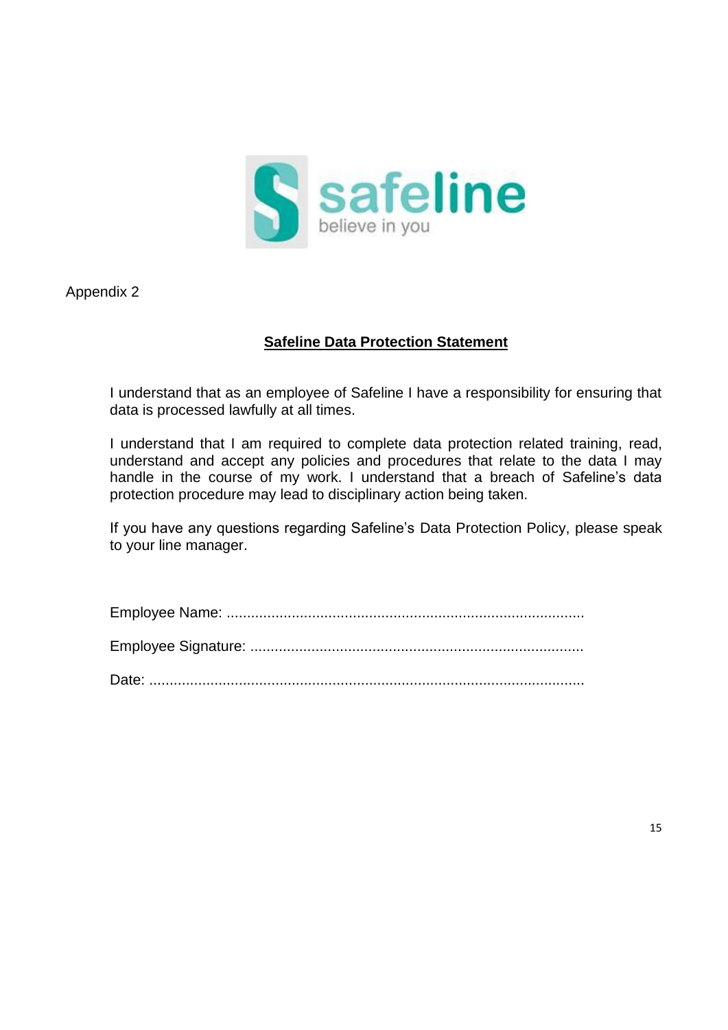Appendix 2

## Safeline Data Protection Statement

I understand that as an employee of Safeline I have a responsibility for ensuring that data is processed lawfully at all times.

I understand that I am required to complete data protection related training, read, understand and accept any policies and procedures that relate to the data I may handle in the course of my work. I understand that a breach of Safeline's data protection procedure may lead to disciplinary action being taken.

If you have any questions regarding Safeline's Data Protection Policy, please speak to your line manager.

Employee Name: ........................................................................................

Employee Signature: ..................................................................................

Date: ...........................................................................................................